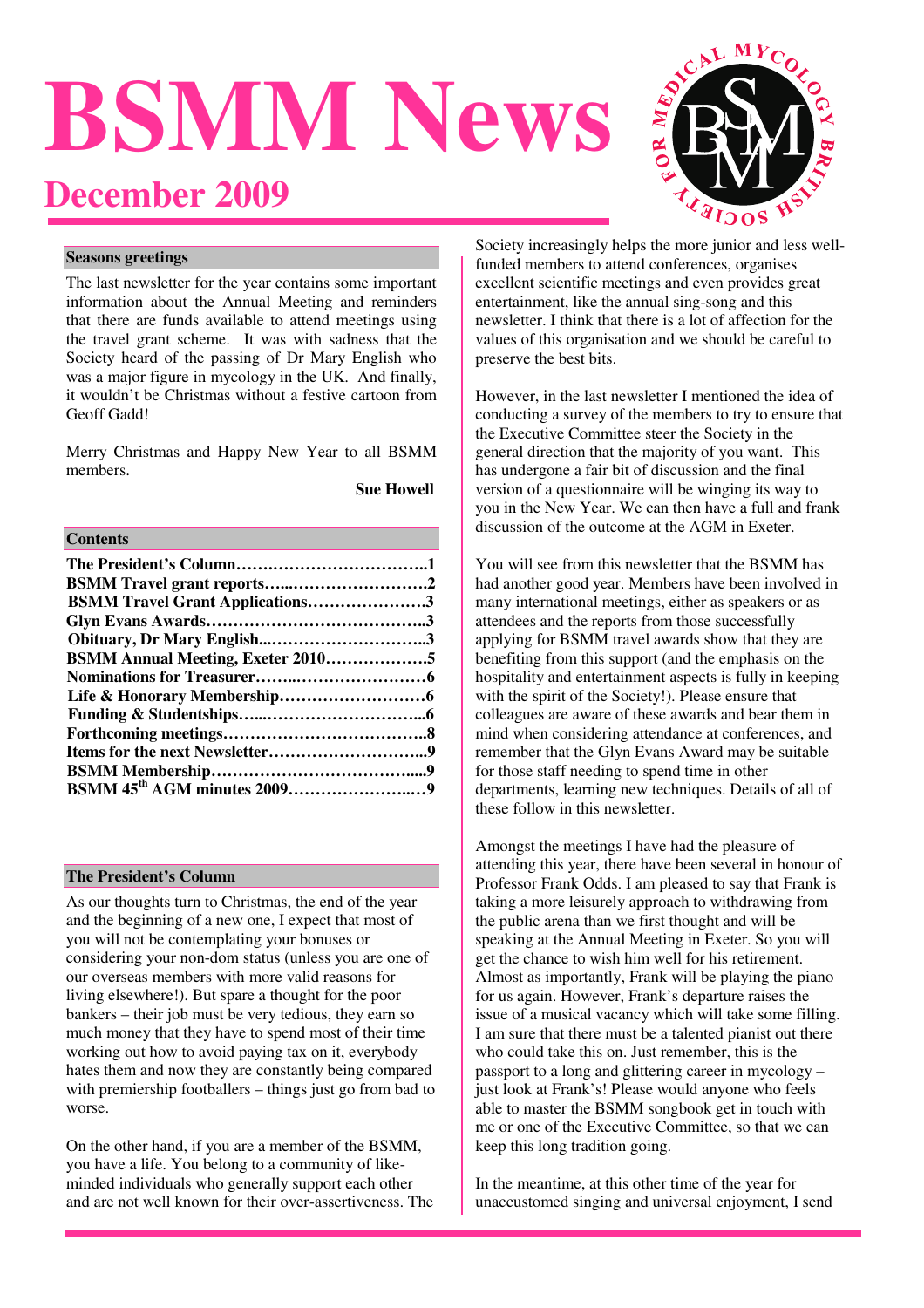# BSMM News

## December 2009

### Seasons greetings

The last newsletter for the year contains some important information about the Annual Meeting and reminders that there are funds available to attend meetings using the travel grant scheme. It was with sadness that the Society heard of the passing of Dr Mary English who was a major figure in mycology in the UK. And finally, it wouldn't be Christmas without a festive cartoon from Geoff Gadd!

Merry Christmas and Happy New Year to all BSMM members.

**Sue Howell**

### Contents

**The President's Column……………………………….1**
**BSMM Travel grant reports…..…………………….2**
**BSMM Travel Grant Applications…………………3**
**Glyn Evans Awards………………………………….3**
**Obituary, Dr Mary English...………………………..3**
**BSMM Annual Meeting, Exeter 2010………………5**
**Nominations for Treasurer……..……………………6**
**Life & Honorary Membership………………………6**
**Funding & Studentships…...………………………..6**
**Forthcoming meetings……………………………….8**
**Items for the next Newsletter………………………..9**
**BSMM Membership……………………………….....9**
**BSMM 45th AGM minutes 2009…………………..…9**

### The President's Column

As our thoughts turn to Christmas, the end of the year and the beginning of a new one, I expect that most of you will not be contemplating your bonuses or considering your non-dom status (unless you are one of our overseas members with more valid reasons for living elsewhere!). But spare a thought for the poor bankers – their job must be very tedious, they earn so much money that they have to spend most of their time working out how to avoid paying tax on it, everybody hates them and now they are constantly being compared with premiership footballers – things just go from bad to worse.

On the other hand, if you are a member of the BSMM, you have a life. You belong to a community of like-minded individuals who generally support each other and are not well known for their over-assertiveness. The Society increasingly helps the more junior and less well-funded members to attend conferences, organises excellent scientific meetings and even provides great entertainment, like the annual sing-song and this newsletter. I think that there is a lot of affection for the values of this organisation and we should be careful to preserve the best bits.

However, in the last newsletter I mentioned the idea of conducting a survey of the members to try to ensure that the Executive Committee steer the Society in the general direction that the majority of you want. This has undergone a fair bit of discussion and the final version of a questionnaire will be winging its way to you in the New Year. We can then have a full and frank discussion of the outcome at the AGM in Exeter.

You will see from this newsletter that the BSMM has had another good year. Members have been involved in many international meetings, either as speakers or as attendees and the reports from those successfully applying for BSMM travel awards show that they are benefiting from this support (and the emphasis on the hospitality and entertainment aspects is fully in keeping with the spirit of the Society!). Please ensure that colleagues are aware of these awards and bear them in mind when considering attendance at conferences, and remember that the Glyn Evans Award may be suitable for those staff needing to spend time in other departments, learning new techniques. Details of all of these follow in this newsletter.

Amongst the meetings I have had the pleasure of attending this year, there have been several in honour of Professor Frank Odds. I am pleased to say that Frank is taking a more leisurely approach to withdrawing from the public arena than we first thought and will be speaking at the Annual Meeting in Exeter. So you will get the chance to wish him well for his retirement. Almost as importantly, Frank will be playing the piano for us again. However, Frank's departure raises the issue of a musical vacancy which will take some filling. I am sure that there must be a talented pianist out there who could take this on. Just remember, this is the passport to a long and glittering career in mycology – just look at Frank's! Please would anyone who feels able to master the BSMM songbook get in touch with me or one of the Executive Committee, so that we can keep this long tradition going.

In the meantime, at this other time of the year for unaccustomed singing and universal enjoyment, I send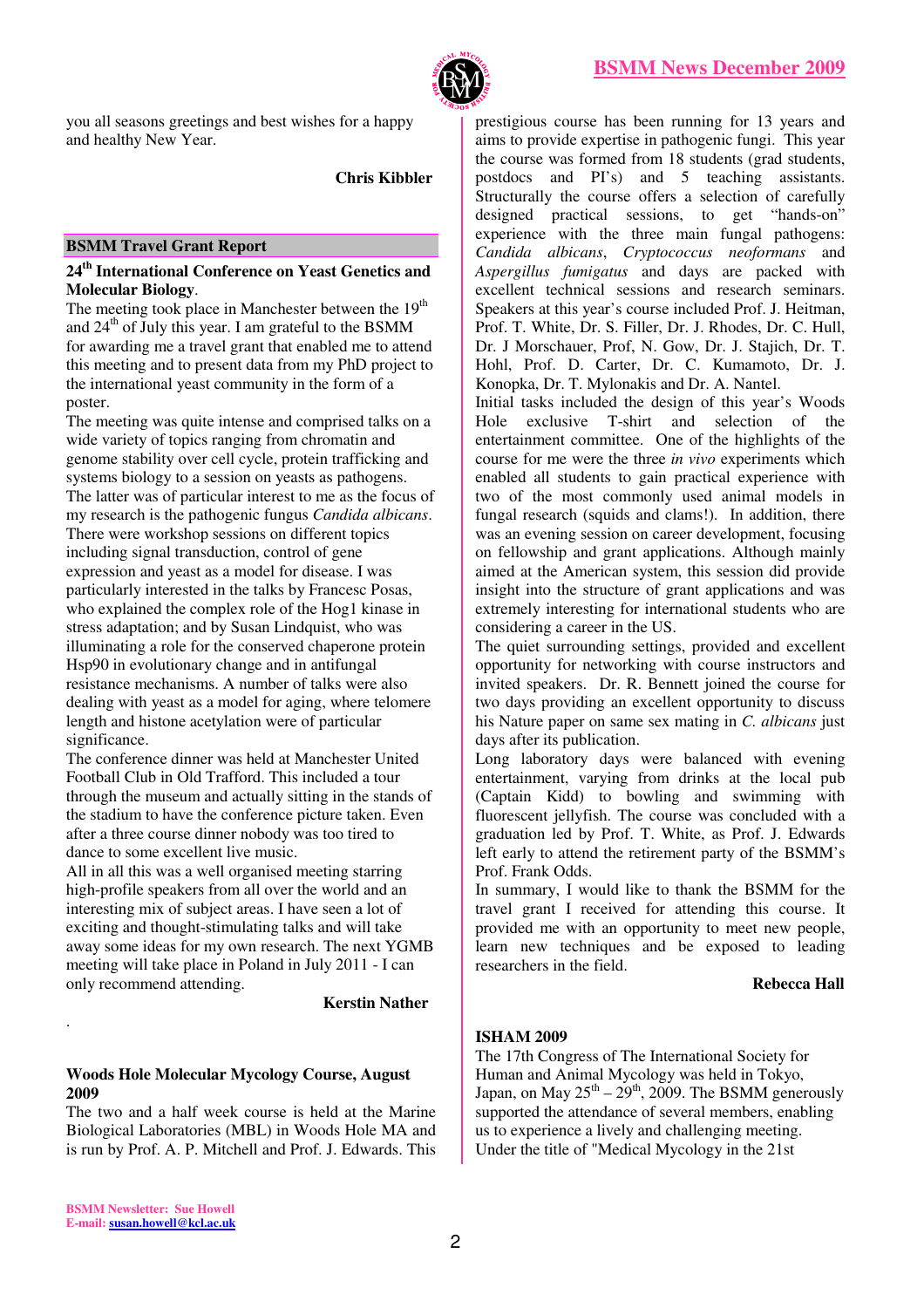you all seasons greetings and best wishes for a happy and healthy New Year.

**Chris Kibbler**

## BSMM Travel Grant Report

### 24th International Conference on Yeast Genetics and Molecular Biology.

The meeting took place in Manchester between the 19th and 24th of July this year. I am grateful to the BSMM for awarding me a travel grant that enabled me to attend this meeting and to present data from my PhD project to the international yeast community in the form of a poster.

The meeting was quite intense and comprised talks on a wide variety of topics ranging from chromatin and genome stability over cell cycle, protein trafficking and systems biology to a session on yeasts as pathogens. The latter was of particular interest to me as the focus of my research is the pathogenic fungus *Candida albicans*. There were workshop sessions on different topics including signal transduction, control of gene expression and yeast as a model for disease. I was particularly interested in the talks by Francesc Posas, who explained the complex role of the Hog1 kinase in stress adaptation; and by Susan Lindquist, who was illuminating a role for the conserved chaperone protein Hsp90 in evolutionary change and in antifungal resistance mechanisms. A number of talks were also dealing with yeast as a model for aging, where telomere length and histone acetylation were of particular significance.

The conference dinner was held at Manchester United Football Club in Old Trafford. This included a tour through the museum and actually sitting in the stands of the stadium to have the conference picture taken. Even after a three course dinner nobody was too tired to dance to some excellent live music.

All in all this was a well organised meeting starring high-profile speakers from all over the world and an interesting mix of subject areas. I have seen a lot of exciting and thought-stimulating talks and will take away some ideas for my own research. The next YGMB meeting will take place in Poland in July 2011 - I can only recommend attending.

**Kerstin Nather**

### Woods Hole Molecular Mycology Course, August 2009

The two and a half week course is held at the Marine Biological Laboratories (MBL) in Woods Hole MA and is run by Prof. A. P. Mitchell and Prof. J. Edwards. This prestigious course has been running for 13 years and aims to provide expertise in pathogenic fungi. This year the course was formed from 18 students (grad students, postdocs and PI's) and 5 teaching assistants. Structurally the course offers a selection of carefully designed practical sessions, to get "hands-on" experience with the three main fungal pathogens: *Candida albicans*, *Cryptococcus neoformans* and *Aspergillus fumigatus* and days are packed with excellent technical sessions and research seminars. Speakers at this year's course included Prof. J. Heitman, Prof. T. White, Dr. S. Filler, Dr. J. Rhodes, Dr. C. Hull, Dr. J Morschauer, Prof, N. Gow, Dr. J. Stajich, Dr. T. Hohl, Prof. D. Carter, Dr. C. Kumamoto, Dr. J. Konopka, Dr. T. Mylonakis and Dr. A. Nantel.

Initial tasks included the design of this year's Woods Hole exclusive T-shirt and selection of the entertainment committee. One of the highlights of the course for me were the three *in vivo* experiments which enabled all students to gain practical experience with two of the most commonly used animal models in fungal research (squids and clams!). In addition, there was an evening session on career development, focusing on fellowship and grant applications. Although mainly aimed at the American system, this session did provide insight into the structure of grant applications and was extremely interesting for international students who are considering a career in the US.

The quiet surrounding settings, provided and excellent opportunity for networking with course instructors and invited speakers. Dr. R. Bennett joined the course for two days providing an excellent opportunity to discuss his Nature paper on same sex mating in *C. albicans* just days after its publication.

Long laboratory days were balanced with evening entertainment, varying from drinks at the local pub (Captain Kidd) to bowling and swimming with fluorescent jellyfish. The course was concluded with a graduation led by Prof. T. White, as Prof. J. Edwards left early to attend the retirement party of the BSMM's Prof. Frank Odds.

In summary, I would like to thank the BSMM for the travel grant I received for attending this course. It provided me with an opportunity to meet new people, learn new techniques and be exposed to leading researchers in the field.

**Rebecca Hall**

### ISHAM 2009

The 17th Congress of The International Society for Human and Animal Mycology was held in Tokyo, Japan, on May 25th – 29th, 2009. The BSMM generously supported the attendance of several members, enabling us to experience a lively and challenging meeting. Under the title of "Medical Mycology in the 21st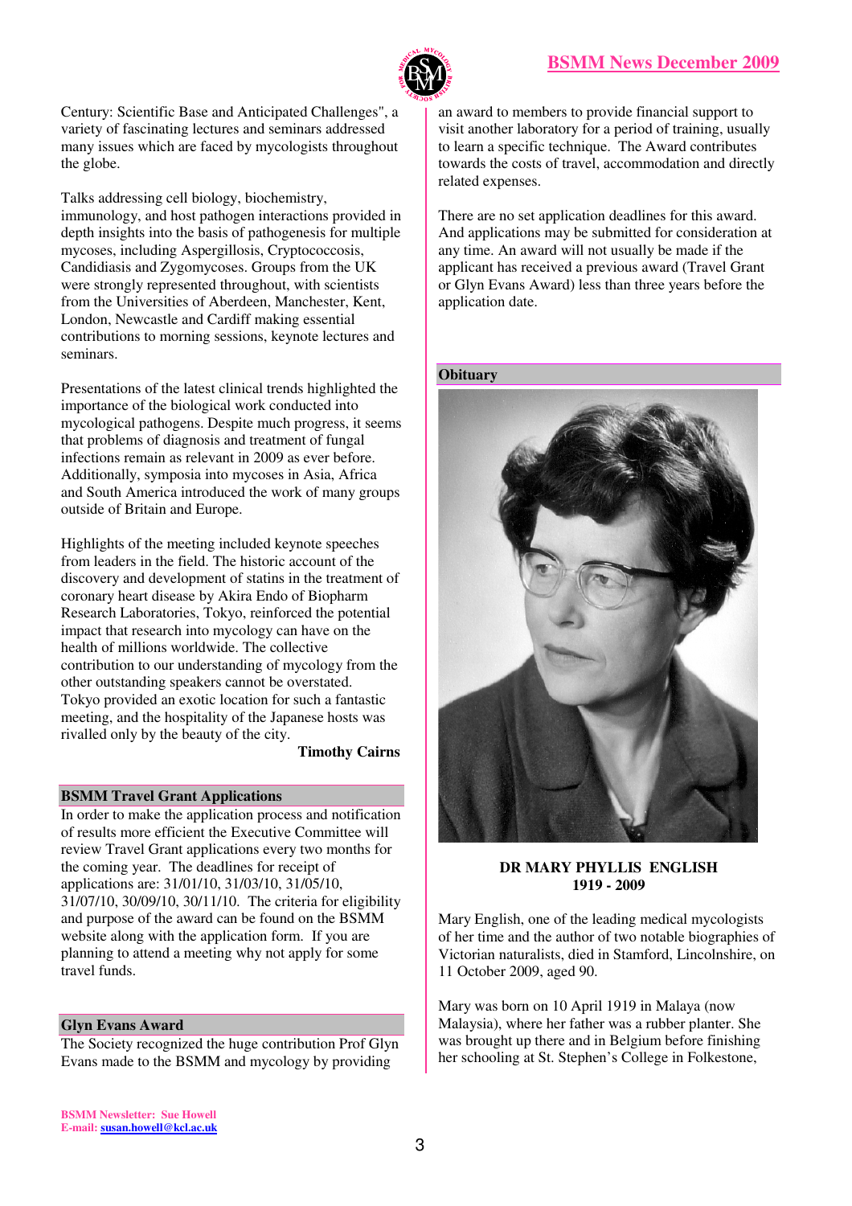Century: Scientific Base and Anticipated Challenges", a variety of fascinating lectures and seminars addressed many issues which are faced by mycologists throughout the globe.

Talks addressing cell biology, biochemistry, immunology, and host pathogen interactions provided in depth insights into the basis of pathogenesis for multiple mycoses, including Aspergillosis, Cryptococcosis, Candidiasis and Zygomycoses. Groups from the UK were strongly represented throughout, with scientists from the Universities of Aberdeen, Manchester, Kent, London, Newcastle and Cardiff making essential contributions to morning sessions, keynote lectures and seminars.

Presentations of the latest clinical trends highlighted the importance of the biological work conducted into mycological pathogens. Despite much progress, it seems that problems of diagnosis and treatment of fungal infections remain as relevant in 2009 as ever before. Additionally, symposia into mycoses in Asia, Africa and South America introduced the work of many groups outside of Britain and Europe.

Highlights of the meeting included keynote speeches from leaders in the field. The historic account of the discovery and development of statins in the treatment of coronary heart disease by Akira Endo of Biopharm Research Laboratories, Tokyo, reinforced the potential impact that research into mycology can have on the health of millions worldwide. The collective contribution to our understanding of mycology from the other outstanding speakers cannot be overstated. Tokyo provided an exotic location for such a fantastic meeting, and the hospitality of the Japanese hosts was rivalled only by the beauty of the city.

**Timothy Cairns**

## BSMM Travel Grant Applications

In order to make the application process and notification of results more efficient the Executive Committee will review Travel Grant applications every two months for the coming year. The deadlines for receipt of applications are: 31/01/10, 31/03/10, 31/05/10, 31/07/10, 30/09/10, 30/11/10. The criteria for eligibility and purpose of the award can be found on the BSMM website along with the application form. If you are planning to attend a meeting why not apply for some travel funds.

## Glyn Evans Award

The Society recognized the huge contribution Prof Glyn Evans made to the BSMM and mycology by providing an award to members to provide financial support to visit another laboratory for a period of training, usually to learn a specific technique. The Award contributes towards the costs of travel, accommodation and directly related expenses.

There are no set application deadlines for this award. And applications may be submitted for consideration at any time. An award will not usually be made if the applicant has received a previous award (Travel Grant or Glyn Evans Award) less than three years before the application date.

## Obituary

**DR MARY PHYLLIS ENGLISH**
**1919 - 2009**

Mary English, one of the leading medical mycologists of her time and the author of two notable biographies of Victorian naturalists, died in Stamford, Lincolnshire, on 11 October 2009, aged 90.

Mary was born on 10 April 1919 in Malaya (now Malaysia), where her father was a rubber planter. She was brought up there and in Belgium before finishing her schooling at St. Stephen's College in Folkestone,

BSMM Newsletter: Sue Howell
E-mail: susan.howell@kcl.ac.uk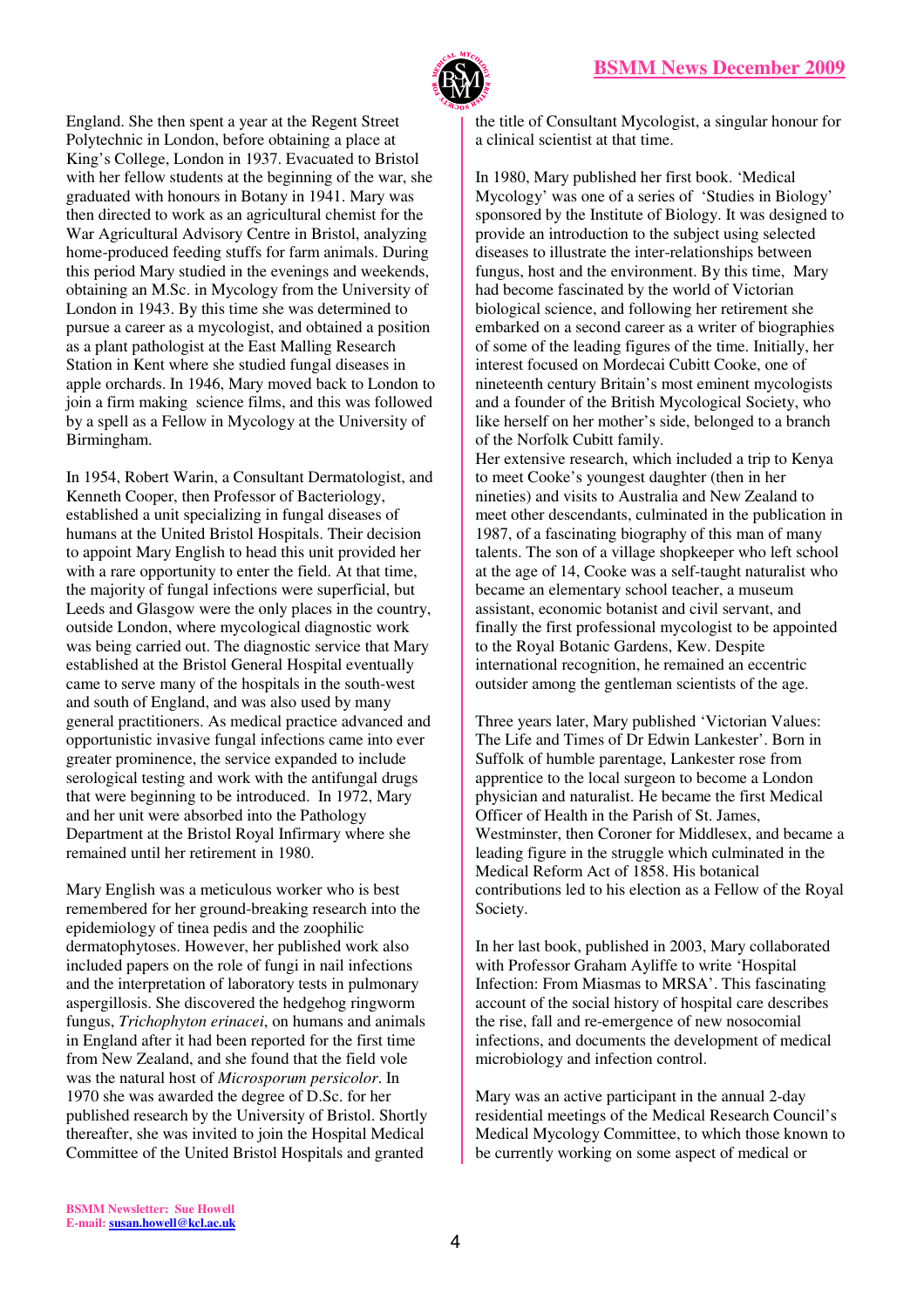England. She then spent a year at the Regent Street Polytechnic in London, before obtaining a place at King's College, London in 1937. Evacuated to Bristol with her fellow students at the beginning of the war, she graduated with honours in Botany in 1941. Mary was then directed to work as an agricultural chemist for the War Agricultural Advisory Centre in Bristol, analyzing home-produced feeding stuffs for farm animals. During this period Mary studied in the evenings and weekends, obtaining an M.Sc. in Mycology from the University of London in 1943. By this time she was determined to pursue a career as a mycologist, and obtained a position as a plant pathologist at the East Malling Research Station in Kent where she studied fungal diseases in apple orchards. In 1946, Mary moved back to London to join a firm making science films, and this was followed by a spell as a Fellow in Mycology at the University of Birmingham.

In 1954, Robert Warin, a Consultant Dermatologist, and Kenneth Cooper, then Professor of Bacteriology, established a unit specializing in fungal diseases of humans at the United Bristol Hospitals. Their decision to appoint Mary English to head this unit provided her with a rare opportunity to enter the field. At that time, the majority of fungal infections were superficial, but Leeds and Glasgow were the only places in the country, outside London, where mycological diagnostic work was being carried out. The diagnostic service that Mary established at the Bristol General Hospital eventually came to serve many of the hospitals in the south-west and south of England, and was also used by many general practitioners. As medical practice advanced and opportunistic invasive fungal infections came into ever greater prominence, the service expanded to include serological testing and work with the antifungal drugs that were beginning to be introduced. In 1972, Mary and her unit were absorbed into the Pathology Department at the Bristol Royal Infirmary where she remained until her retirement in 1980.

Mary English was a meticulous worker who is best remembered for her ground-breaking research into the epidemiology of tinea pedis and the zoophilic dermatophytoses. However, her published work also included papers on the role of fungi in nail infections and the interpretation of laboratory tests in pulmonary aspergillosis. She discovered the hedgehog ringworm fungus, *Trichophyton erinacei*, on humans and animals in England after it had been reported for the first time from New Zealand, and she found that the field vole was the natural host of *Microsporum persicolor*. In 1970 she was awarded the degree of D.Sc. for her published research by the University of Bristol. Shortly thereafter, she was invited to join the Hospital Medical Committee of the United Bristol Hospitals and granted the title of Consultant Mycologist, a singular honour for a clinical scientist at that time.

In 1980, Mary published her first book. 'Medical Mycology' was one of a series of 'Studies in Biology' sponsored by the Institute of Biology. It was designed to provide an introduction to the subject using selected diseases to illustrate the inter-relationships between fungus, host and the environment. By this time, Mary had become fascinated by the world of Victorian biological science, and following her retirement she embarked on a second career as a writer of biographies of some of the leading figures of the time. Initially, her interest focused on Mordecai Cubitt Cooke, one of nineteenth century Britain's most eminent mycologists and a founder of the British Mycological Society, who like herself on her mother's side, belonged to a branch of the Norfolk Cubitt family.
Her extensive research, which included a trip to Kenya to meet Cooke's youngest daughter (then in her nineties) and visits to Australia and New Zealand to meet other descendants, culminated in the publication in 1987, of a fascinating biography of this man of many talents. The son of a village shopkeeper who left school at the age of 14, Cooke was a self-taught naturalist who became an elementary school teacher, a museum assistant, economic botanist and civil servant, and finally the first professional mycologist to be appointed to the Royal Botanic Gardens, Kew. Despite international recognition, he remained an eccentric outsider among the gentleman scientists of the age.

Three years later, Mary published 'Victorian Values: The Life and Times of Dr Edwin Lankester'. Born in Suffolk of humble parentage, Lankester rose from apprentice to the local surgeon to become a London physician and naturalist. He became the first Medical Officer of Health in the Parish of St. James, Westminster, then Coroner for Middlesex, and became a leading figure in the struggle which culminated in the Medical Reform Act of 1858. His botanical contributions led to his election as a Fellow of the Royal Society.

In her last book, published in 2003, Mary collaborated with Professor Graham Ayliffe to write 'Hospital Infection: From Miasmas to MRSA'. This fascinating account of the social history of hospital care describes the rise, fall and re-emergence of new nosocomial infections, and documents the development of medical microbiology and infection control.

Mary was an active participant in the annual 2-day residential meetings of the Medical Research Council's Medical Mycology Committee, to which those known to be currently working on some aspect of medical or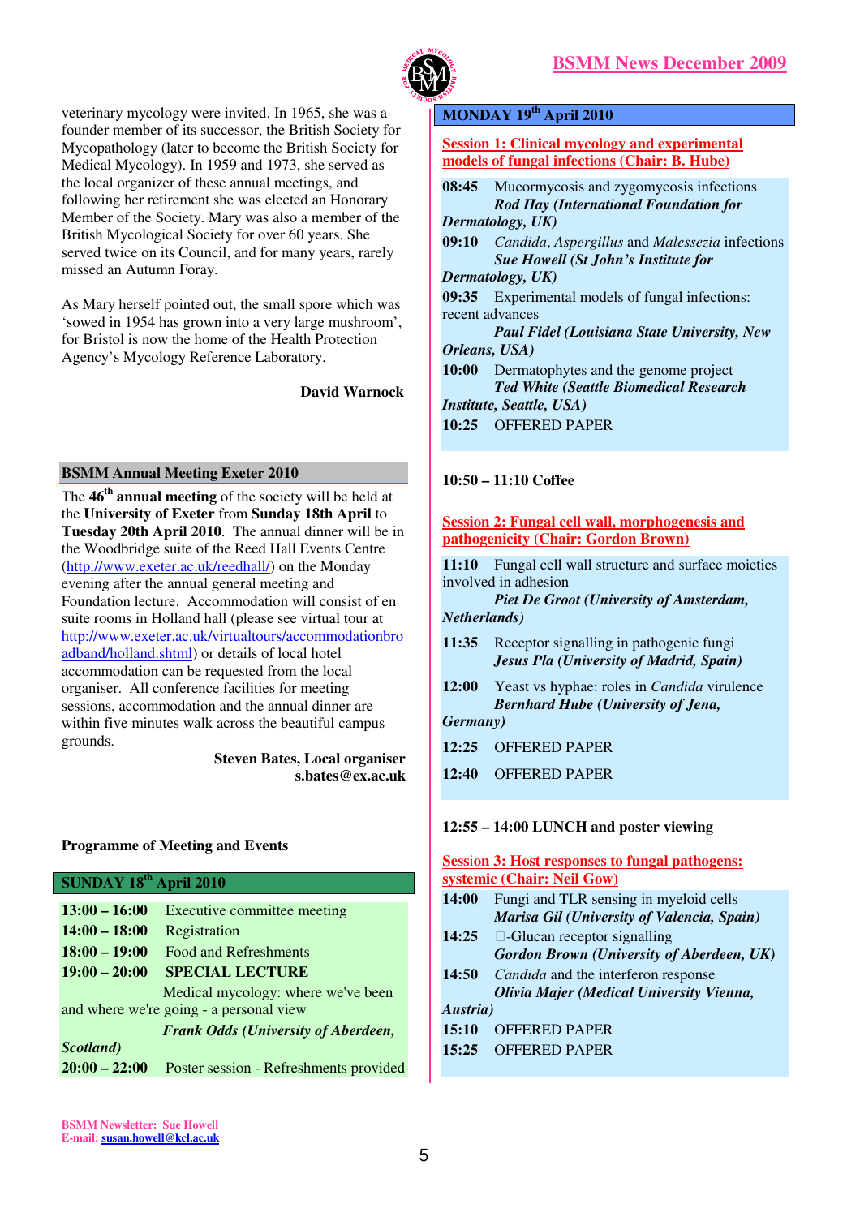veterinary mycology were invited. In 1965, she was a founder member of its successor, the British Society for Mycopathology (later to become the British Society for Medical Mycology). In 1959 and 1973, she served as the local organizer of these annual meetings, and following her retirement she was elected an Honorary Member of the Society. Mary was also a member of the British Mycological Society for over 60 years. She served twice on its Council, and for many years, rarely missed an Autumn Foray.

As Mary herself pointed out, the small spore which was 'sowed in 1954 has grown into a very large mushroom', for Bristol is now the home of the Health Protection Agency's Mycology Reference Laboratory.

**David Warnock**

## BSMM Annual Meeting Exeter 2010

The **46th annual meeting** of the society will be held at the **University of Exeter** from **Sunday 18th April** to **Tuesday 20th April 2010**. The annual dinner will be in the Woodbridge suite of the Reed Hall Events Centre (http://www.exeter.ac.uk/reedhall/) on the Monday evening after the annual general meeting and Foundation lecture. Accommodation will consist of en suite rooms in Holland hall (please see virtual tour at http://www.exeter.ac.uk/virtualtours/accommodationbroadband/holland.shtml) or details of local hotel accommodation can be requested from the local organiser. All conference facilities for meeting sessions, accommodation and the annual dinner are within five minutes walk across the beautiful campus grounds.

**Steven Bates, Local organiser**
**s.bates@ex.ac.uk**

### Programme of Meeting and Events

### SUNDAY 18th April 2010

**13:00 – 16:00** Executive committee meeting
**14:00 – 18:00** Registration
**18:00 – 19:00** Food and Refreshments
**19:00 – 20:00** **SPECIAL LECTURE**
Medical mycology: where we've been and where we're going - a personal view
***Frank Odds (University of Aberdeen, Scotland)***
**20:00 – 22:00** Poster session - Refreshments provided

### MONDAY 19th April 2010

**Session 1: Clinical mycology and experimental models of fungal infections (Chair: B. Hube)**

**08:45** Mucormycosis and zygomycosis infections
***Rod Hay (International Foundation for Dermatology, UK)***

**09:10** *Candida*, *Aspergillus* and *Malessezia* infections
***Sue Howell (St John's Institute for Dermatology, UK)***

**09:35** Experimental models of fungal infections: recent advances
***Paul Fidel (Louisiana State University, New Orleans, USA)***

**10:00** Dermatophytes and the genome project
***Ted White (Seattle Biomedical Research Institute, Seattle, USA)***

**10:25** OFFERED PAPER

**10:50 – 11:10 Coffee**

**Session 2: Fungal cell wall, morphogenesis and pathogenicity (Chair: Gordon Brown)**

**11:10** Fungal cell wall structure and surface moieties involved in adhesion
***Piet De Groot (University of Amsterdam, Netherlands)***

**11:35** Receptor signalling in pathogenic fungi
***Jesus Pla (University of Madrid, Spain)***

**12:00** Yeast vs hyphae: roles in *Candida* virulence
***Bernhard Hube (University of Jena, Germany)***

**12:25** OFFERED PAPER

**12:40** OFFERED PAPER

**12:55 – 14:00 LUNCH and poster viewing**

**Session 3: Host responses to fungal pathogens: systemic (Chair: Neil Gow)**

**14:00** Fungi and TLR sensing in myeloid cells
***Marisa Gil (University of Valencia, Spain)***

**14:25** -Glucan receptor signalling
***Gordon Brown (University of Aberdeen, UK)***

**14:50** *Candida* and the interferon response
***Olivia Majer (Medical University Vienna, Austria)***

**15:10** OFFERED PAPER

**15:25** OFFERED PAPER

BSMM Newsletter: Sue Howell
E-mail: susan.howell@kcl.ac.uk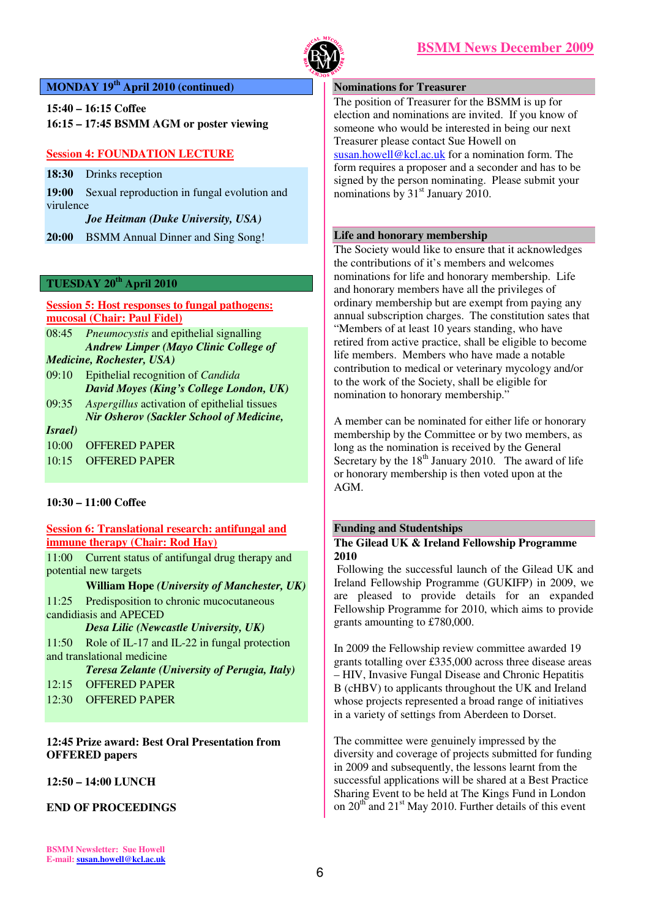## MONDAY 19th April 2010 (continued)

**15:40 – 16:15 Coffee**

**16:15 – 17:45 BSMM AGM or poster viewing**

### Session 4: FOUNDATION LECTURE

**18:30** Drinks reception

**19:00** Sexual reproduction in fungal evolution and virulence
***Joe Heitman (Duke University, USA)***

**20:00** BSMM Annual Dinner and Sing Song!

## TUESDAY 20th April 2010

### Session 5: Host responses to fungal pathogens: mucosal (Chair: Paul Fidel)

08:45 *Pneumocystis* and epithelial signalling
***Andrew Limper (Mayo Clinic College of Medicine, Rochester, USA)***

09:10 Epithelial recognition of *Candida*
***David Moyes (King's College London, UK)***

09:35 *Aspergillus* activation of epithelial tissues
***Nir Osherov (Sackler School of Medicine, Israel)***

10:00 OFFERED PAPER

10:15 OFFERED PAPER

**10:30 – 11:00 Coffee**

### Session 6: Translational research: antifungal and immune therapy (Chair: Rod Hay)

11:00 Current status of antifungal drug therapy and potential new targets
**William Hope *(University of Manchester, UK)***

11:25 Predisposition to chronic mucocutaneous candidiasis and APECED
***Desa Lilic (Newcastle University, UK)***

11:50 Role of IL-17 and IL-22 in fungal protection and translational medicine
***Teresa Zelante (University of Perugia, Italy)***

12:15 OFFERED PAPER

12:30 OFFERED PAPER

**12:45 Prize award: Best Oral Presentation from OFFERED papers**

**12:50 – 14:00 LUNCH**

**END OF PROCEEDINGS**

## Nominations for Treasurer

The position of Treasurer for the BSMM is up for election and nominations are invited. If you know of someone who would be interested in being our next Treasurer please contact Sue Howell on susan.howell@kcl.ac.uk for a nomination form. The form requires a proposer and a seconder and has to be signed by the person nominating. Please submit your nominations by 31st January 2010.

## Life and honorary membership

The Society would like to ensure that it acknowledges the contributions of it's members and welcomes nominations for life and honorary membership. Life and honorary members have all the privileges of ordinary membership but are exempt from paying any annual subscription charges. The constitution sates that "Members of at least 10 years standing, who have retired from active practice, shall be eligible to become life members. Members who have made a notable contribution to medical or veterinary mycology and/or to the work of the Society, shall be eligible for nomination to honorary membership."

A member can be nominated for either life or honorary membership by the Committee or by two members, as long as the nomination is received by the General Secretary by the 18th January 2010. The award of life or honorary membership is then voted upon at the AGM.

## Funding and Studentships

### The Gilead UK & Ireland Fellowship Programme 2010

Following the successful launch of the Gilead UK and Ireland Fellowship Programme (GUKIFP) in 2009, we are pleased to provide details for an expanded Fellowship Programme for 2010, which aims to provide grants amounting to £780,000.

In 2009 the Fellowship review committee awarded 19 grants totalling over £335,000 across three disease areas – HIV, Invasive Fungal Disease and Chronic Hepatitis B (cHBV) to applicants throughout the UK and Ireland whose projects represented a broad range of initiatives in a variety of settings from Aberdeen to Dorset.

The committee were genuinely impressed by the diversity and coverage of projects submitted for funding in 2009 and subsequently, the lessons learnt from the successful applications will be shared at a Best Practice Sharing Event to be held at The Kings Fund in London on 20th and 21st May 2010. Further details of this event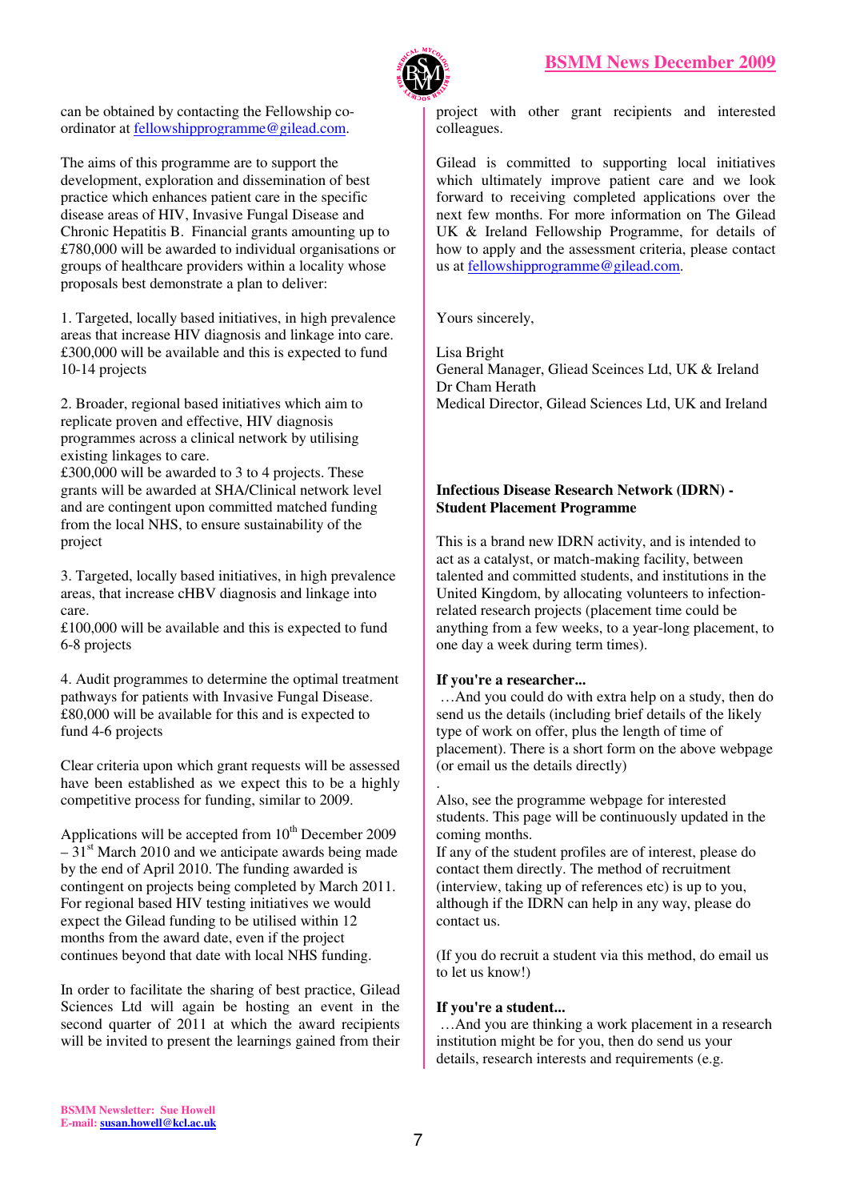can be obtained by contacting the Fellowship co-ordinator at fellowshipprogramme@gilead.com.

The aims of this programme are to support the development, exploration and dissemination of best practice which enhances patient care in the specific disease areas of HIV, Invasive Fungal Disease and Chronic Hepatitis B. Financial grants amounting up to £780,000 will be awarded to individual organisations or groups of healthcare providers within a locality whose proposals best demonstrate a plan to deliver:

1. Targeted, locally based initiatives, in high prevalence areas that increase HIV diagnosis and linkage into care. £300,000 will be available and this is expected to fund 10-14 projects

2. Broader, regional based initiatives which aim to replicate proven and effective, HIV diagnosis programmes across a clinical network by utilising existing linkages to care.
£300,000 will be awarded to 3 to 4 projects. These grants will be awarded at SHA/Clinical network level and are contingent upon committed matched funding from the local NHS, to ensure sustainability of the project

3. Targeted, locally based initiatives, in high prevalence areas, that increase cHBV diagnosis and linkage into care.
£100,000 will be available and this is expected to fund 6-8 projects

4. Audit programmes to determine the optimal treatment pathways for patients with Invasive Fungal Disease. £80,000 will be available for this and is expected to fund 4-6 projects

Clear criteria upon which grant requests will be assessed have been established as we expect this to be a highly competitive process for funding, similar to 2009.

Applications will be accepted from 10th December 2009 – 31st March 2010 and we anticipate awards being made by the end of April 2010. The funding awarded is contingent on projects being completed by March 2011. For regional based HIV testing initiatives we would expect the Gilead funding to be utilised within 12 months from the award date, even if the project continues beyond that date with local NHS funding.

In order to facilitate the sharing of best practice, Gilead Sciences Ltd will again be hosting an event in the second quarter of 2011 at which the award recipients will be invited to present the learnings gained from their project with other grant recipients and interested colleagues.

Gilead is committed to supporting local initiatives which ultimately improve patient care and we look forward to receiving completed applications over the next few months. For more information on The Gilead UK & Ireland Fellowship Programme, for details of how to apply and the assessment criteria, please contact us at fellowshipprogramme@gilead.com.

Yours sincerely,

Lisa Bright
General Manager, Gliead Sceinces Ltd, UK & Ireland
Dr Cham Herath
Medical Director, Gilead Sciences Ltd, UK and Ireland

**Infectious Disease Research Network (IDRN) - Student Placement Programme**

This is a brand new IDRN activity, and is intended to act as a catalyst, or match-making facility, between talented and committed students, and institutions in the United Kingdom, by allocating volunteers to infection-related research projects (placement time could be anything from a few weeks, to a year-long placement, to one day a week during term times).

**If you're a researcher...**

…And you could do with extra help on a study, then do send us the details (including brief details of the likely type of work on offer, plus the length of time of placement). There is a short form on the above webpage (or email us the details directly)

.

Also, see the programme webpage for interested students. This page will be continuously updated in the coming months.
If any of the student profiles are of interest, please do contact them directly. The method of recruitment (interview, taking up of references etc) is up to you, although if the IDRN can help in any way, please do contact us.

(If you do recruit a student via this method, do email us to let us know!)

**If you're a student...**

…And you are thinking a work placement in a research institution might be for you, then do send us your details, research interests and requirements (e.g.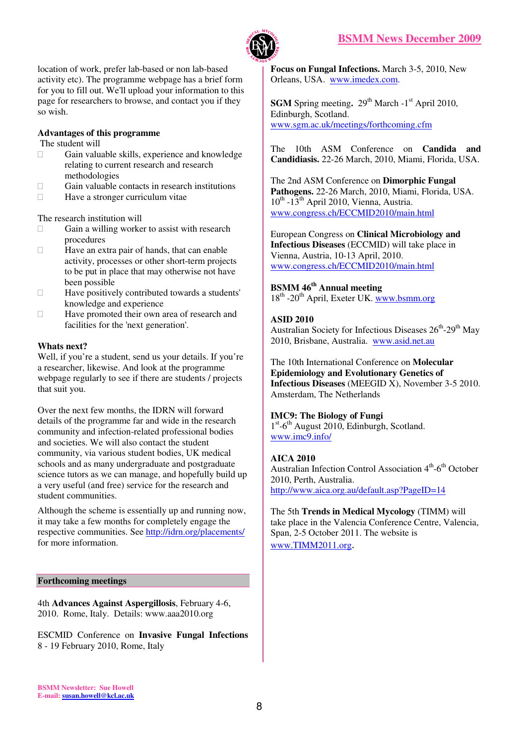location of work, prefer lab-based or non lab-based activity etc). The programme webpage has a brief form for you to fill out. We'll upload your information to this page for researchers to browse, and contact you if they so wish.

**Advantages of this programme**

The student will

- Gain valuable skills, experience and knowledge relating to current research and research methodologies
- Gain valuable contacts in research institutions
- Have a stronger curriculum vitae

The research institution will

- Gain a willing worker to assist with research procedures
- Have an extra pair of hands, that can enable activity, processes or other short-term projects to be put in place that may otherwise not have been possible
- Have positively contributed towards a students' knowledge and experience
- Have promoted their own area of research and facilities for the 'next generation'.

**Whats next?**

Well, if you're a student, send us your details. If you're a researcher, likewise. And look at the programme webpage regularly to see if there are students / projects that suit you.

Over the next few months, the IDRN will forward details of the programme far and wide in the research community and infection-related professional bodies and societies. We will also contact the student community, via various student bodies, UK medical schools and as many undergraduate and postgraduate science tutors as we can manage, and hopefully build up a very useful (and free) service for the research and student communities.

Although the scheme is essentially up and running now, it may take a few months for completely engage the respective communities. See http://idrn.org/placements/ for more information.

## Forthcoming meetings

4th **Advances Against Aspergillosis**, February 4-6, 2010. Rome, Italy. Details: www.aaa2010.org

ESCMID Conference on **Invasive Fungal Infections** 8 - 19 February 2010, Rome, Italy

**Focus on Fungal Infections.** March 3-5, 2010, New Orleans, USA. www.imedex.com.

**SGM** Spring meeting. 29th March -1st April 2010, Edinburgh, Scotland. www.sgm.ac.uk/meetings/forthcoming.cfm

The 10th ASM Conference on **Candida and Candidiasis.** 22-26 March, 2010, Miami, Florida, USA.

The 2nd ASM Conference on **Dimorphic Fungal Pathogens.** 22-26 March, 2010, Miami, Florida, USA. 10th -13th April 2010, Vienna, Austria. www.congress.ch/ECCMID2010/main.html

European Congress on **Clinical Microbiology and Infectious Diseases** (ECCMID) will take place in Vienna, Austria, 10-13 April, 2010. www.congress.ch/ECCMID2010/main.html

**BSMM 46th Annual meeting**
18th -20th April, Exeter UK. www.bsmm.org

**ASID 2010**
Australian Society for Infectious Diseases 26th-29th May 2010, Brisbane, Australia. www.asid.net.au

The 10th International Conference on **Molecular Epidemiology and Evolutionary Genetics of Infectious Diseases** (MEEGID X), November 3-5 2010. Amsterdam, The Netherlands

**IMC9: The Biology of Fungi**
1st-6th August 2010, Edinburgh, Scotland. www.imc9.info/

**AICA 2010**
Australian Infection Control Association 4th-6th October 2010, Perth, Australia. http://www.aica.org.au/default.asp?PageID=14

The 5th **Trends in Medical Mycology** (TIMM) will take place in the Valencia Conference Centre, Valencia, Span, 2-5 October 2011. The website is www.TIMM2011.org.

BSMM Newsletter: Sue Howell
E-mail: susan.howell@kcl.ac.uk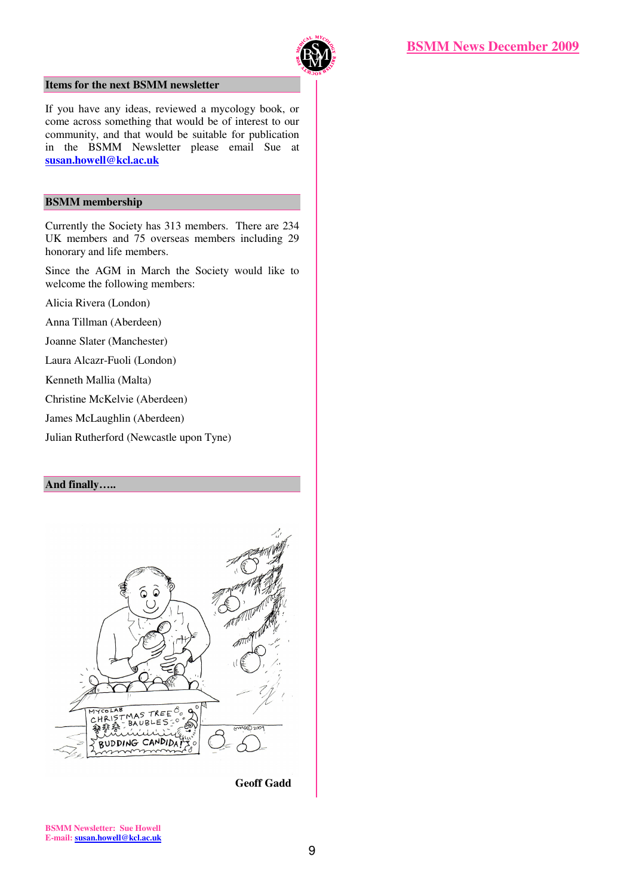## Items for the next BSMM newsletter

If you have any ideas, reviewed a mycology book, or come across something that would be of interest to our community, and that would be suitable for publication in the BSMM Newsletter please email Sue at **susan.howell@kcl.ac.uk**

## BSMM membership

Currently the Society has 313 members. There are 234 UK members and 75 overseas members including 29 honorary and life members.

Since the AGM in March the Society would like to welcome the following members:

Alicia Rivera (London)

Anna Tillman (Aberdeen)

Joanne Slater (Manchester)

Laura Alcazr-Fuoli (London)

Kenneth Mallia (Malta)

Christine McKelvie (Aberdeen)

James McLaughlin (Aberdeen)

Julian Rutherford (Newcastle upon Tyne)

## And finally…..

**Geoff Gadd**

**BSMM Newsletter: Sue Howell**
**E-mail: susan.howell@kcl.ac.uk**